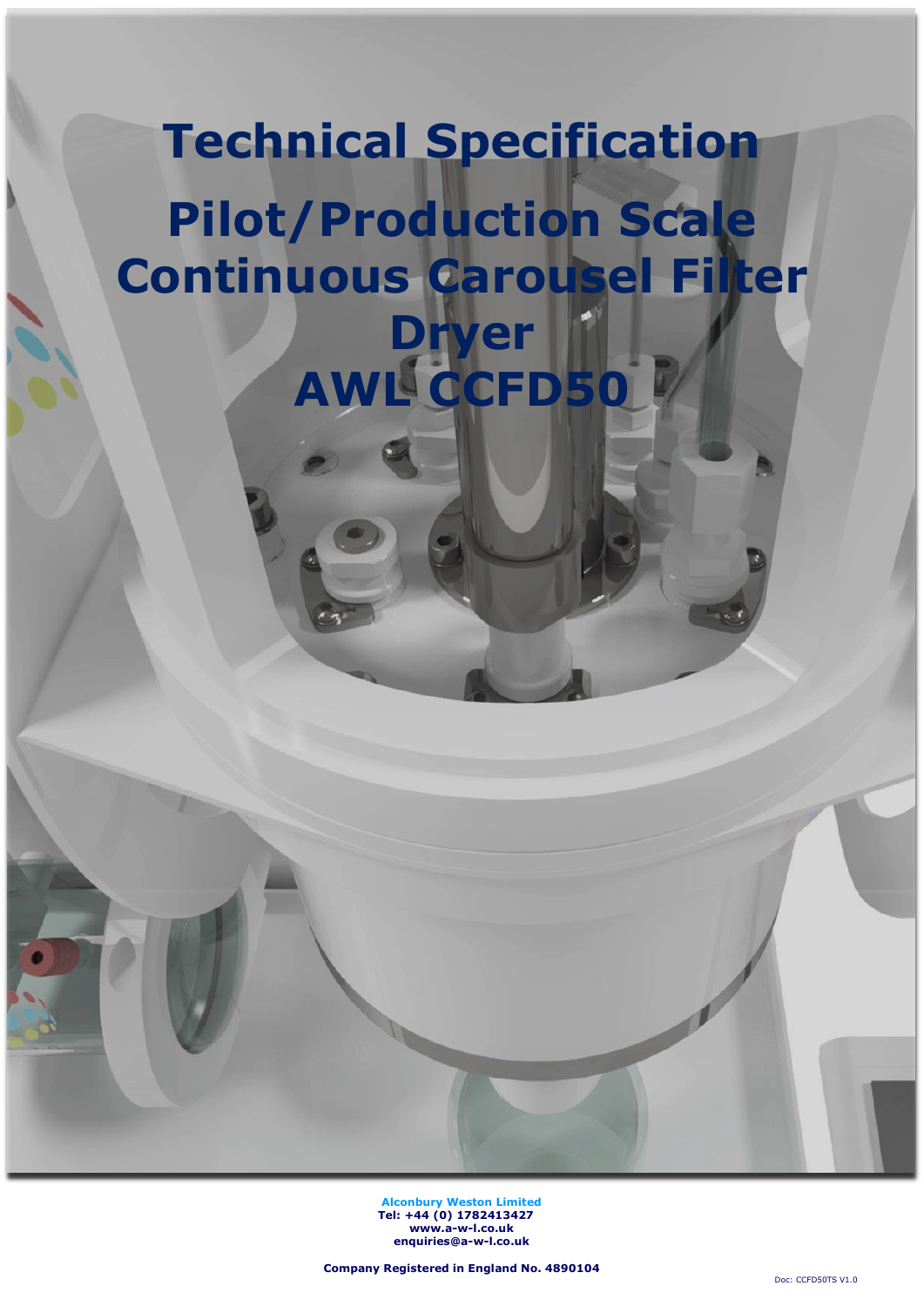# Technical Specification

# Pilot/Production Scale Continuous Carousel Filter Dryer AWL CCFD50

**Alconbury Weston Limited**
**Tel: +44 (0) 1782413427**
**www.a-w-l.co.uk**
**enquiries@a-w-l.co.uk**

**Company Registered in England No. 4890104**

Doc: CCFD50TS V1.0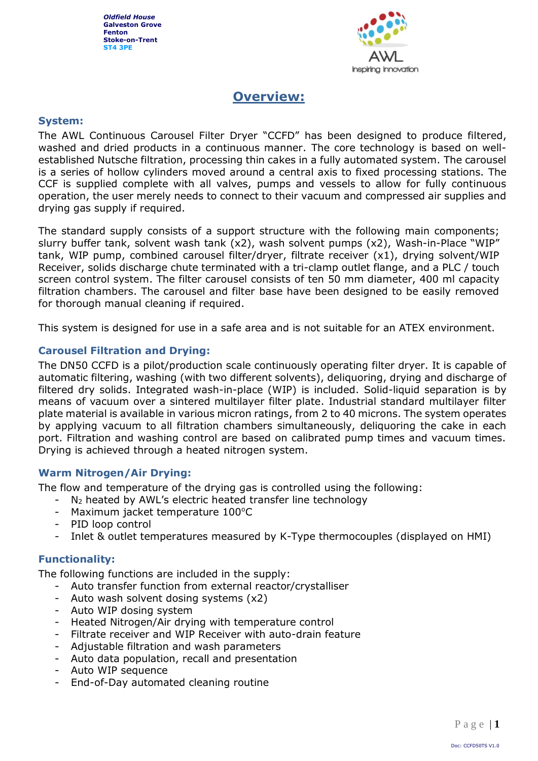Oldfield House
Galveston Grove
Fenton
Stoke-on-Trent
ST4 3PE

# Overview:

## System:

The AWL Continuous Carousel Filter Dryer "CCFD" has been designed to produce filtered, washed and dried products in a continuous manner. The core technology is based on well-established Nutsche filtration, processing thin cakes in a fully automated system. The carousel is a series of hollow cylinders moved around a central axis to fixed processing stations. The CCF is supplied complete with all valves, pumps and vessels to allow for fully continuous operation, the user merely needs to connect to their vacuum and compressed air supplies and drying gas supply if required.

The standard supply consists of a support structure with the following main components; slurry buffer tank, solvent wash tank (x2), wash solvent pumps (x2), Wash-in-Place "WIP" tank, WIP pump, combined carousel filter/dryer, filtrate receiver (x1), drying solvent/WIP Receiver, solids discharge chute terminated with a tri-clamp outlet flange, and a PLC / touch screen control system. The filter carousel consists of ten 50 mm diameter, 400 ml capacity filtration chambers. The carousel and filter base have been designed to be easily removed for thorough manual cleaning if required.

This system is designed for use in a safe area and is not suitable for an ATEX environment.

## Carousel Filtration and Drying:

The DN50 CCFD is a pilot/production scale continuously operating filter dryer. It is capable of automatic filtering, washing (with two different solvents), deliquoring, drying and discharge of filtered dry solids. Integrated wash-in-place (WIP) is included. Solid-liquid separation is by means of vacuum over a sintered multilayer filter plate. Industrial standard multilayer filter plate material is available in various micron ratings, from 2 to 40 microns. The system operates by applying vacuum to all filtration chambers simultaneously, deliquoring the cake in each port. Filtration and washing control are based on calibrated pump times and vacuum times. Drying is achieved through a heated nitrogen system.

## Warm Nitrogen/Air Drying:

The flow and temperature of the drying gas is controlled using the following:

- $N_2$ heated by AWL's electric heated transfer line technology
- Maximum jacket temperature 100°C
- PID loop control
- Inlet & outlet temperatures measured by K-Type thermocouples (displayed on HMI)

## Functionality:

The following functions are included in the supply:

- Auto transfer function from external reactor/crystalliser
- Auto wash solvent dosing systems (x2)
- Auto WIP dosing system
- Heated Nitrogen/Air drying with temperature control
- Filtrate receiver and WIP Receiver with auto-drain feature
- Adjustable filtration and wash parameters
- Auto data population, recall and presentation
- Auto WIP sequence
- End-of-Day automated cleaning routine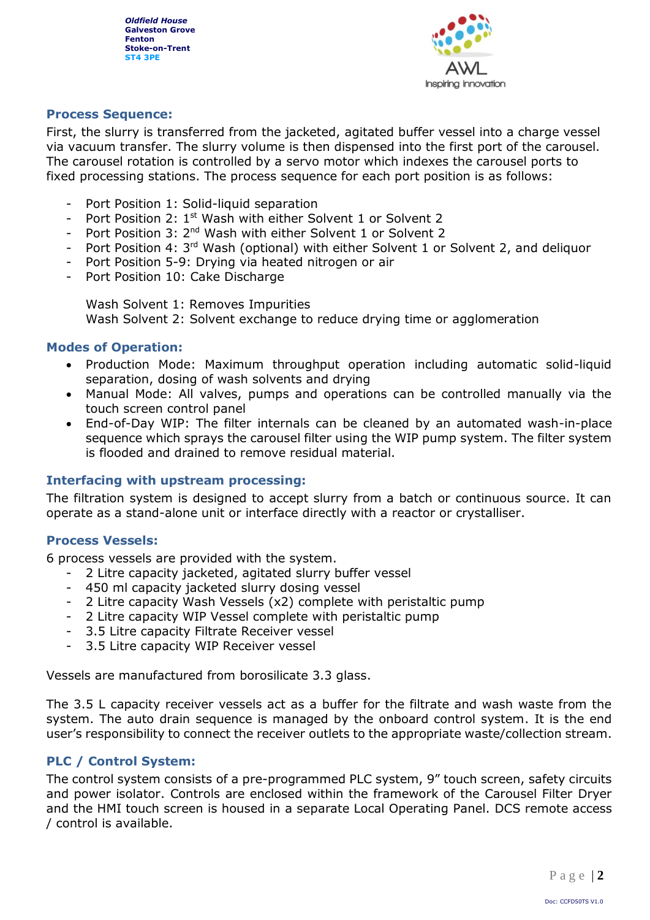Oldfield House
Galveston Grove
Fenton
Stoke-on-Trent
ST4 3PE

## Process Sequence:

First, the slurry is transferred from the jacketed, agitated buffer vessel into a charge vessel via vacuum transfer. The slurry volume is then dispensed into the first port of the carousel. The carousel rotation is controlled by a servo motor which indexes the carousel ports to fixed processing stations. The process sequence for each port position is as follows:

- Port Position 1: Solid-liquid separation
- Port Position 2: 1st Wash with either Solvent 1 or Solvent 2
- Port Position 3: 2nd Wash with either Solvent 1 or Solvent 2
- Port Position 4: 3rd Wash (optional) with either Solvent 1 or Solvent 2, and deliquor
- Port Position 5-9: Drying via heated nitrogen or air
- Port Position 10: Cake Discharge

Wash Solvent 1: Removes Impurities
Wash Solvent 2: Solvent exchange to reduce drying time or agglomeration

## Modes of Operation:

- Production Mode: Maximum throughput operation including automatic solid-liquid separation, dosing of wash solvents and drying
- Manual Mode: All valves, pumps and operations can be controlled manually via the touch screen control panel
- End-of-Day WIP: The filter internals can be cleaned by an automated wash-in-place sequence which sprays the carousel filter using the WIP pump system. The filter system is flooded and drained to remove residual material.

## Interfacing with upstream processing:

The filtration system is designed to accept slurry from a batch or continuous source. It can operate as a stand-alone unit or interface directly with a reactor or crystalliser.

## Process Vessels:

6 process vessels are provided with the system.

- 2 Litre capacity jacketed, agitated slurry buffer vessel
- 450 ml capacity jacketed slurry dosing vessel
- 2 Litre capacity Wash Vessels (x2) complete with peristaltic pump
- 2 Litre capacity WIP Vessel complete with peristaltic pump
- 3.5 Litre capacity Filtrate Receiver vessel
- 3.5 Litre capacity WIP Receiver vessel

Vessels are manufactured from borosilicate 3.3 glass.

The 3.5 L capacity receiver vessels act as a buffer for the filtrate and wash waste from the system. The auto drain sequence is managed by the onboard control system. It is the end user's responsibility to connect the receiver outlets to the appropriate waste/collection stream.

## PLC / Control System:

The control system consists of a pre-programmed PLC system, 9" touch screen, safety circuits and power isolator. Controls are enclosed within the framework of the Carousel Filter Dryer and the HMI touch screen is housed in a separate Local Operating Panel. DCS remote access / control is available.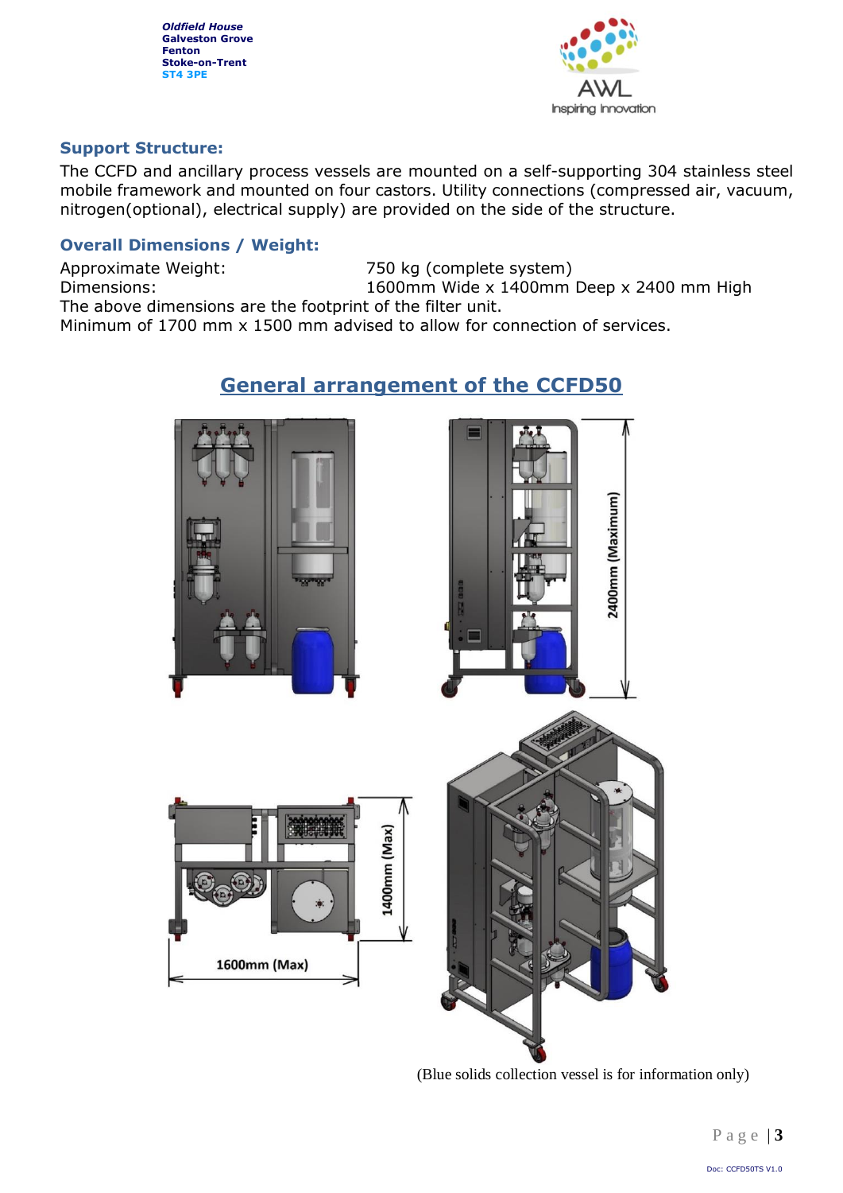## Support Structure:

The CCFD and ancillary process vessels are mounted on a self-supporting 304 stainless steel mobile framework and mounted on four castors. Utility connections (compressed air, vacuum, nitrogen(optional), electrical supply) are provided on the side of the structure.

## Overall Dimensions / Weight:

| | |
|---|---|
| Approximate Weight: | 750 kg (complete system) |
| Dimensions: | 1600mm Wide x 1400mm Deep x 2400 mm High |

The above dimensions are the footprint of the filter unit.
Minimum of 1700 mm x 1500 mm advised to allow for connection of services.

## General arrangement of the CCFD50

2400mm (Maximum)

1400mm (Max)

1600mm (Max)

(Blue solids collection vessel is for information only)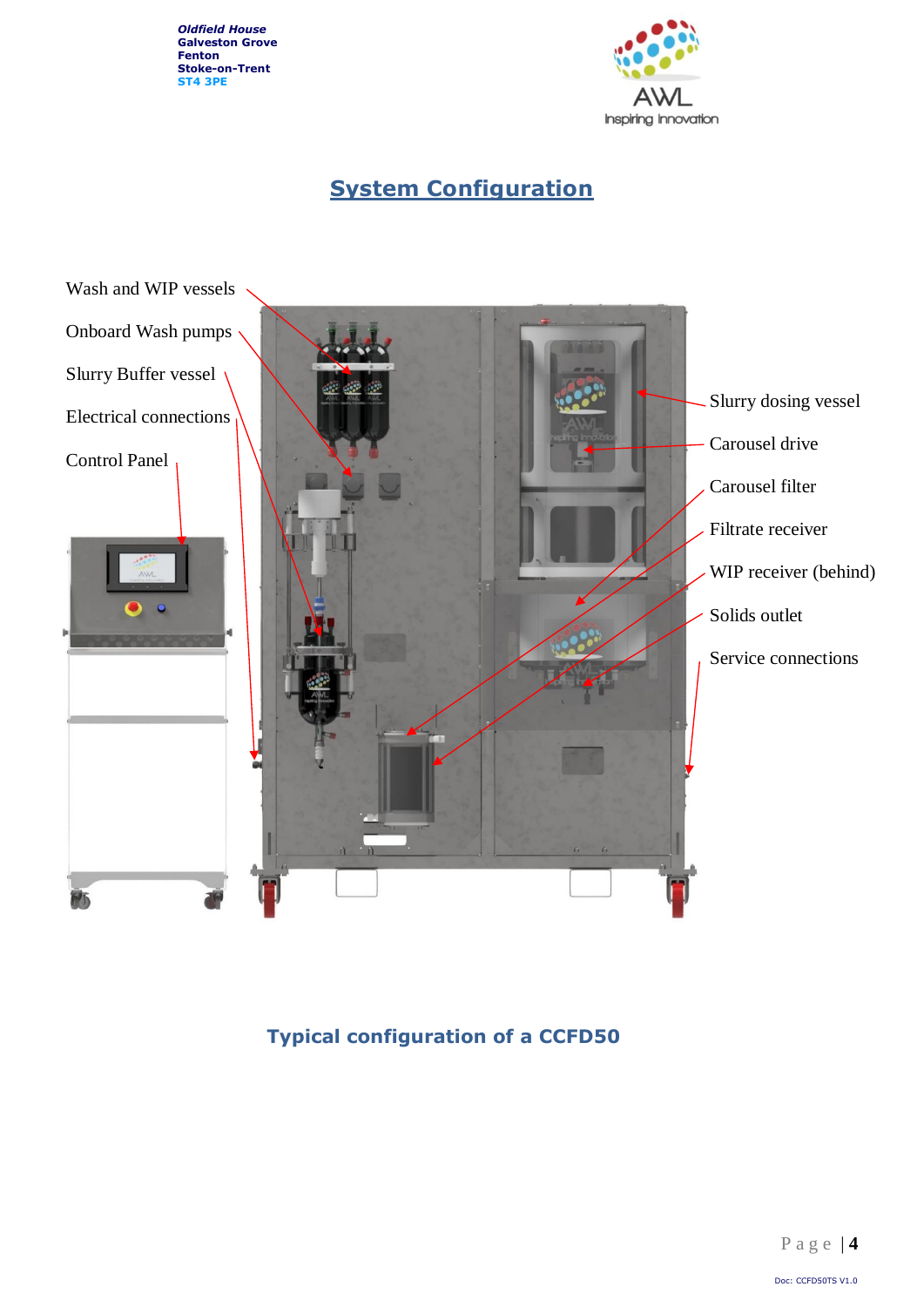Oldfield House
Galveston Grove
Fenton
Stoke-on-Trent
ST4 3PE

# System Configuration

Wash and WIP vessels

Onboard Wash pumps

Slurry Buffer vessel

Electrical connections

Control Panel

Slurry dosing vessel

Carousel drive

Carousel filter

Filtrate receiver

WIP receiver (behind)

Solids outlet

Service connections

**Typical configuration of a CCFD50**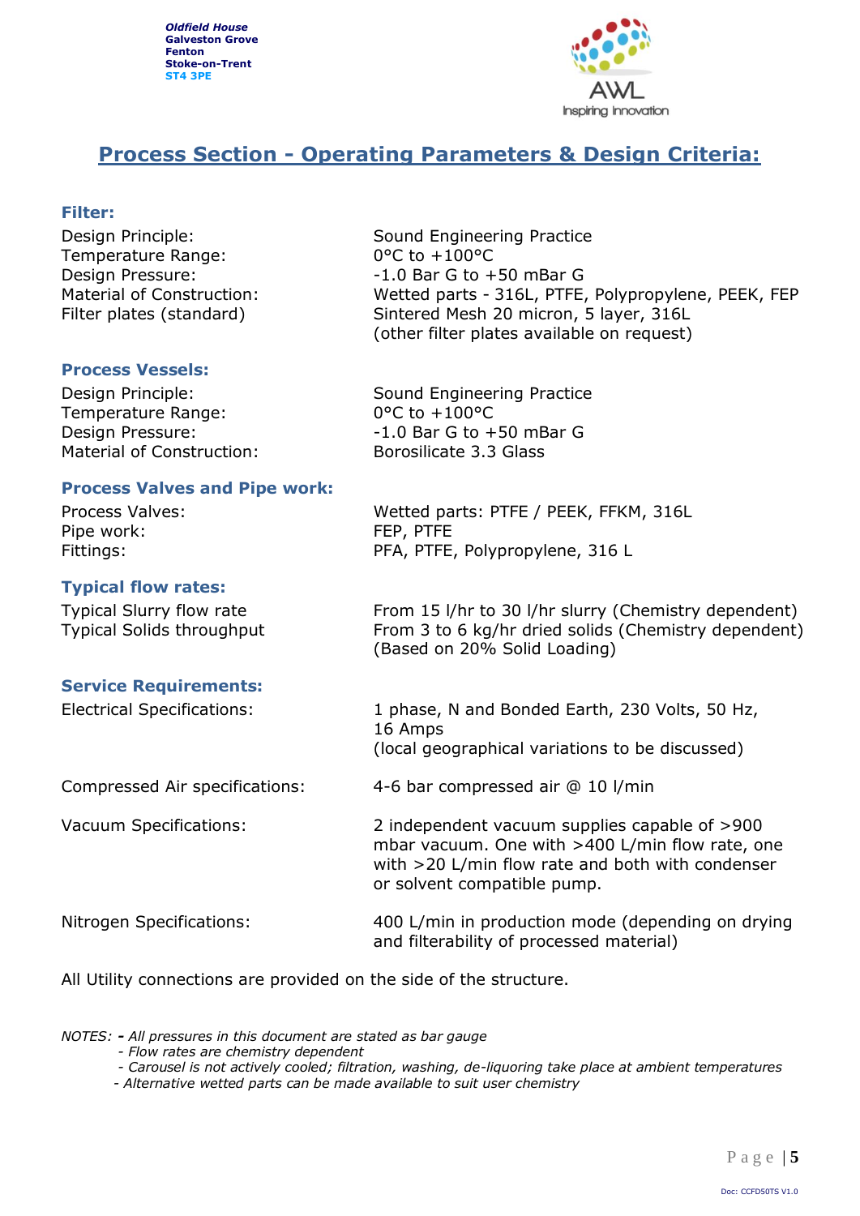*Oldfield House*
**Galveston Grove**
**Fenton**
**Stoke-on-Trent**
**ST4 3PE**

AWL
Inspiring Innovation

# Process Section - Operating Parameters & Design Criteria:

### Filter:

| | |
|---|---|
| Design Principle: | Sound Engineering Practice |
| Temperature Range: | 0°C to +100°C |
| Design Pressure: | -1.0 Bar G to +50 mBar G |
| Material of Construction: | Wetted parts - 316L, PTFE, Polypropylene, PEEK, FEP |
| Filter plates (standard) | Sintered Mesh 20 micron, 5 layer, 316L (other filter plates available on request) |

### Process Vessels:

| | |
|---|---|
| Design Principle: | Sound Engineering Practice |
| Temperature Range: | 0°C to +100°C |
| Design Pressure: | -1.0 Bar G to +50 mBar G |
| Material of Construction: | Borosilicate 3.3 Glass |

### Process Valves and Pipe work:

| | |
|---|---|
| Process Valves: | Wetted parts: PTFE / PEEK, FFKM, 316L |
| Pipe work: | FEP, PTFE |
| Fittings: | PFA, PTFE, Polypropylene, 316 L |

### Typical flow rates:

| | |
|---|---|
| Typical Slurry flow rate | From 15 l/hr to 30 l/hr slurry (Chemistry dependent) |
| Typical Solids throughput | From 3 to 6 kg/hr dried solids (Chemistry dependent) (Based on 20% Solid Loading) |

### Service Requirements:

| | |
|---|---|
| Electrical Specifications: | 1 phase, N and Bonded Earth, 230 Volts, 50 Hz, 16 Amps (local geographical variations to be discussed) |
| Compressed Air specifications: | 4-6 bar compressed air @ 10 l/min |
| Vacuum Specifications: | 2 independent vacuum supplies capable of >900 mbar vacuum. One with >400 L/min flow rate, one with >20 L/min flow rate and both with condenser or solvent compatible pump. |
| Nitrogen Specifications: | 400 L/min in production mode (depending on drying and filterability of processed material) |

All Utility connections are provided on the side of the structure.

*NOTES:* **-** *All pressures in this document are stated as bar gauge*
*- Flow rates are chemistry dependent*
*- Carousel is not actively cooled; filtration, washing, de-liquoring take place at ambient temperatures*
*- Alternative wetted parts can be made available to suit user chemistry*

Doc: CCFD50TS V1.0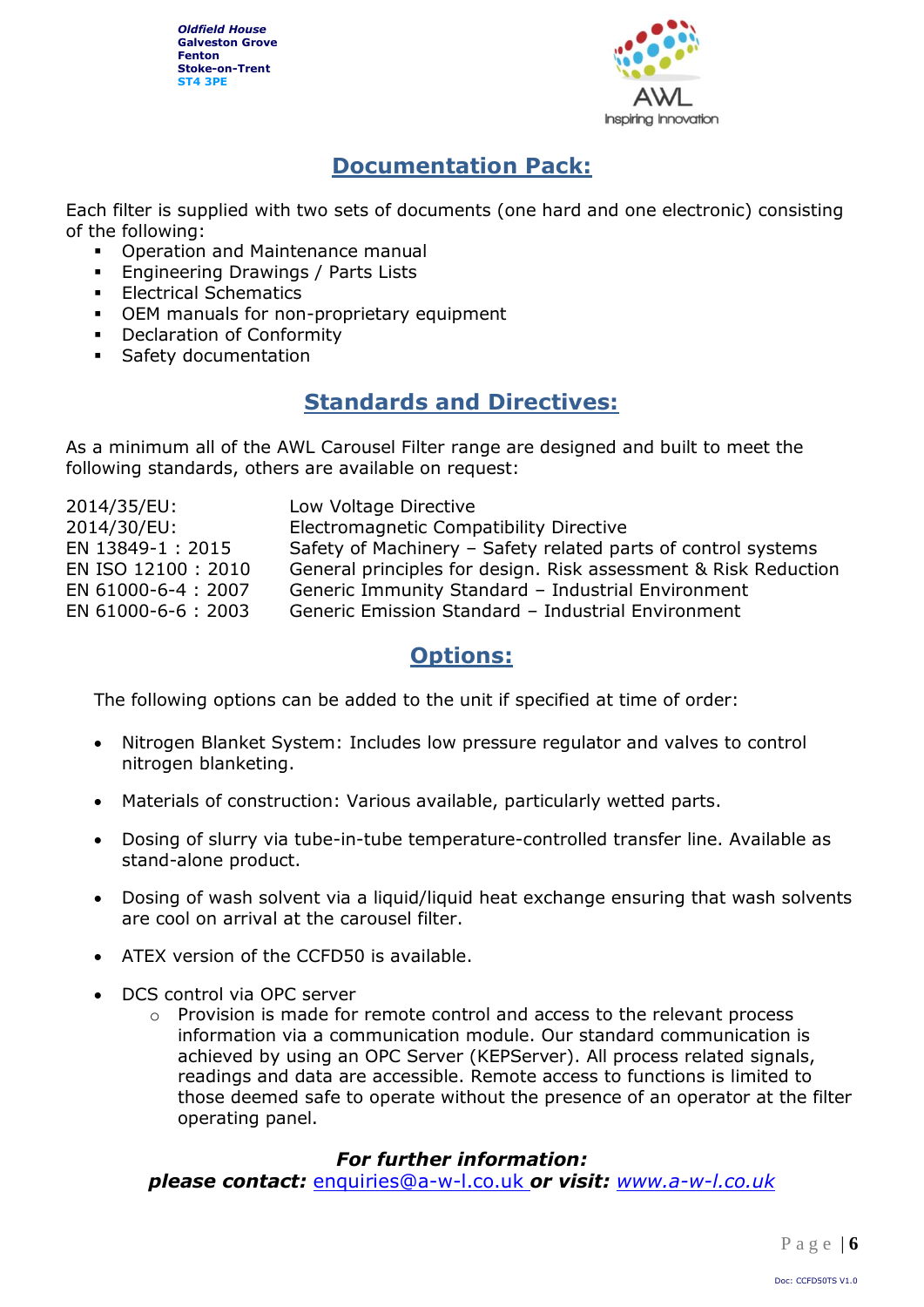*Oldfield House*
**Galveston Grove**
**Fenton**
**Stoke-on-Trent**
**ST4 3PE**

## Documentation Pack:

Each filter is supplied with two sets of documents (one hard and one electronic) consisting of the following:

- Operation and Maintenance manual
- Engineering Drawings / Parts Lists
- Electrical Schematics
- OEM manuals for non-proprietary equipment
- Declaration of Conformity
- Safety documentation

## Standards and Directives:

As a minimum all of the AWL Carousel Filter range are designed and built to meet the following standards, others are available on request:

| | |
|---|---|
| 2014/35/EU: | Low Voltage Directive |
| 2014/30/EU: | Electromagnetic Compatibility Directive |
| EN 13849-1 : 2015 | Safety of Machinery – Safety related parts of control systems |
| EN ISO 12100 : 2010 | General principles for design. Risk assessment & Risk Reduction |
| EN 61000-6-4 : 2007 | Generic Immunity Standard – Industrial Environment |
| EN 61000-6-6 : 2003 | Generic Emission Standard – Industrial Environment |

## Options:

The following options can be added to the unit if specified at time of order:

- Nitrogen Blanket System: Includes low pressure regulator and valves to control nitrogen blanketing.
- Materials of construction: Various available, particularly wetted parts.
- Dosing of slurry via tube-in-tube temperature-controlled transfer line. Available as stand-alone product.
- Dosing of wash solvent via a liquid/liquid heat exchange ensuring that wash solvents are cool on arrival at the carousel filter.
- ATEX version of the CCFD50 is available.
- DCS control via OPC server
  - Provision is made for remote control and access to the relevant process information via a communication module. Our standard communication is achieved by using an OPC Server (KEPServer). All process related signals, readings and data are accessible. Remote access to functions is limited to those deemed safe to operate without the presence of an operator at the filter operating panel.

***For further information:***
***please contact:*** enquiries@a-w-l.co.uk ***or visit:*** *www.a-w-l.co.uk*

Doc: CCFD50TS V1.0